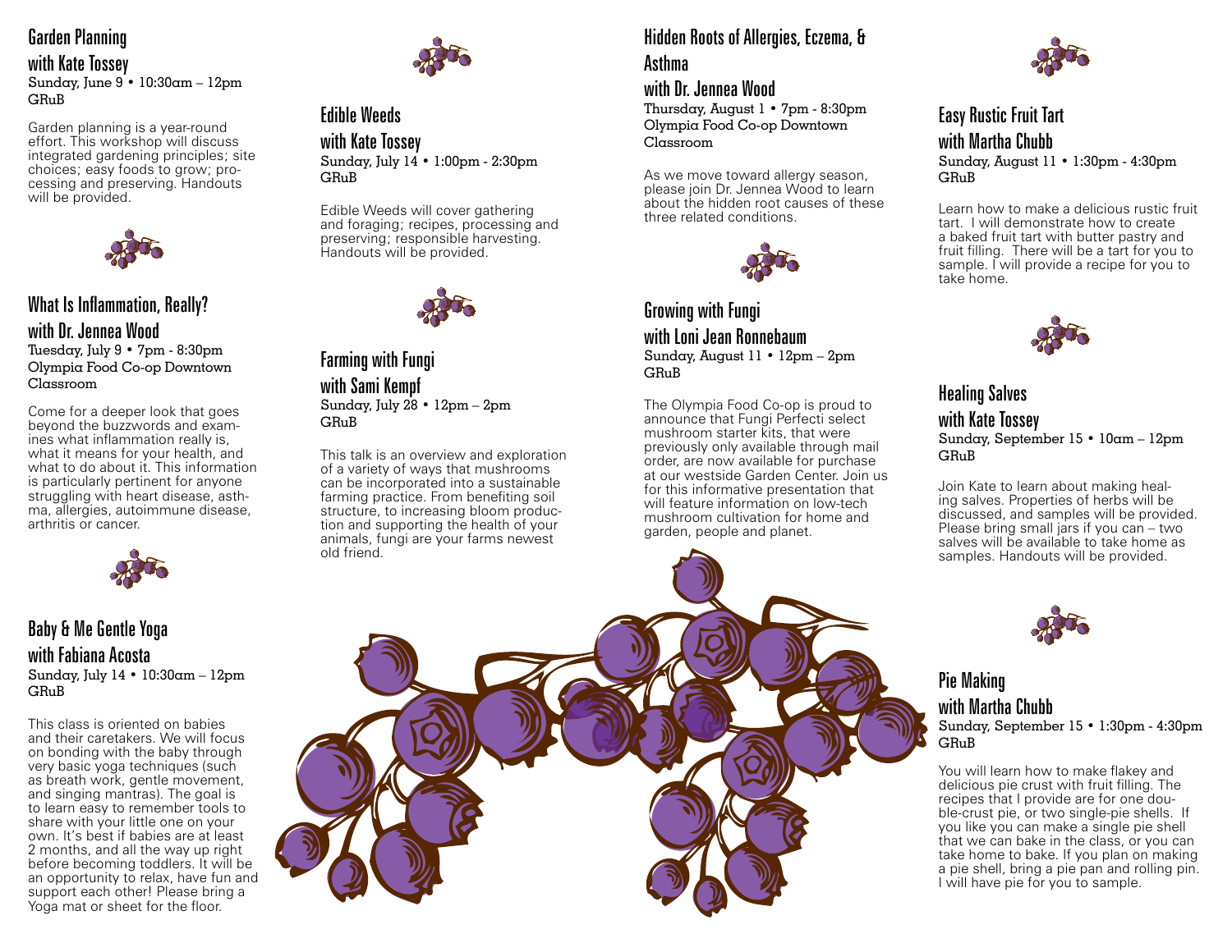## Garden Planning
### with Kate Tossey

Sunday, June 9 • 10:30am – 12pm
GRuB

Garden planning is a year-round effort. This workshop will discuss integrated gardening principles; site choices; easy foods to grow; processing and preserving. Handouts will be provided.

## What Is Inflammation, Really?
### with Dr. Jennea Wood

Tuesday, July 9 • 7pm - 8:30pm
Olympia Food Co-op Downtown Classroom

Come for a deeper look that goes beyond the buzzwords and examines what inflammation really is, what it means for your health, and what to do about it. This information is particularly pertinent for anyone struggling with heart disease, asthma, allergies, autoimmune disease, arthritis or cancer.

## Baby & Me Gentle Yoga
### with Fabiana Acosta

Sunday, July 14 • 10:30am – 12pm
GRuB

This class is oriented on babies and their caretakers. We will focus on bonding with the baby through very basic yoga techniques (such as breath work, gentle movement, and singing mantras). The goal is to learn easy to remember tools to share with your little one on your own. It's best if babies are at least 2 months, and all the way up right before becoming toddlers. It will be an opportunity to relax, have fun and support each other! Please bring a Yoga mat or sheet for the floor.

## Edible Weeds
### with Kate Tossey

Sunday, July 14 • 1:00pm - 2:30pm
GRuB

Edible Weeds will cover gathering and foraging; recipes, processing and preserving; responsible harvesting. Handouts will be provided.

## Farming with Fungi
### with Sami Kempf

Sunday, July 28 • 12pm – 2pm
GRuB

This talk is an overview and exploration of a variety of ways that mushrooms can be incorporated into a sustainable farming practice. From benefiting soil structure, to increasing bloom production and supporting the health of your animals, fungi are your farms newest old friend.

## Hidden Roots of Allergies, Eczema, & Asthma
### with Dr. Jennea Wood

Thursday, August 1 • 7pm - 8:30pm
Olympia Food Co-op Downtown Classroom

As we move toward allergy season, please join Dr. Jennea Wood to learn about the hidden root causes of these three related conditions.

## Growing with Fungi
### with Loni Jean Ronnebaum

Sunday, August 11 • 12pm – 2pm
GRuB

The Olympia Food Co-op is proud to announce that Fungi Perfecti select mushroom starter kits, that were previously only available through mail order, are now available for purchase at our westside Garden Center. Join us for this informative presentation that will feature information on low-tech mushroom cultivation for home and garden, people and planet.

## Easy Rustic Fruit Tart
### with Martha Chubb

Sunday, August 11 • 1:30pm - 4:30pm
GRuB

Learn how to make a delicious rustic fruit tart. I will demonstrate how to create a baked fruit tart with butter pastry and fruit filling. There will be a tart for you to sample. I will provide a recipe for you to take home.

## Healing Salves
### with Kate Tossey

Sunday, September 15 • 10am – 12pm
GRuB

Join Kate to learn about making healing salves. Properties of herbs will be discussed, and samples will be provided. Please bring small jars if you can – two salves will be available to take home as samples. Handouts will be provided.

## Pie Making
### with Martha Chubb

Sunday, September 15 • 1:30pm - 4:30pm
GRuB

You will learn how to make flakey and delicious pie crust with fruit filling. The recipes that I provide are for one double-crust pie, or two single-pie shells. If you like you can make a single pie shell that we can bake in the class, or you can take home to bake. If you plan on making a pie shell, bring a pie pan and rolling pin. I will have pie for you to sample.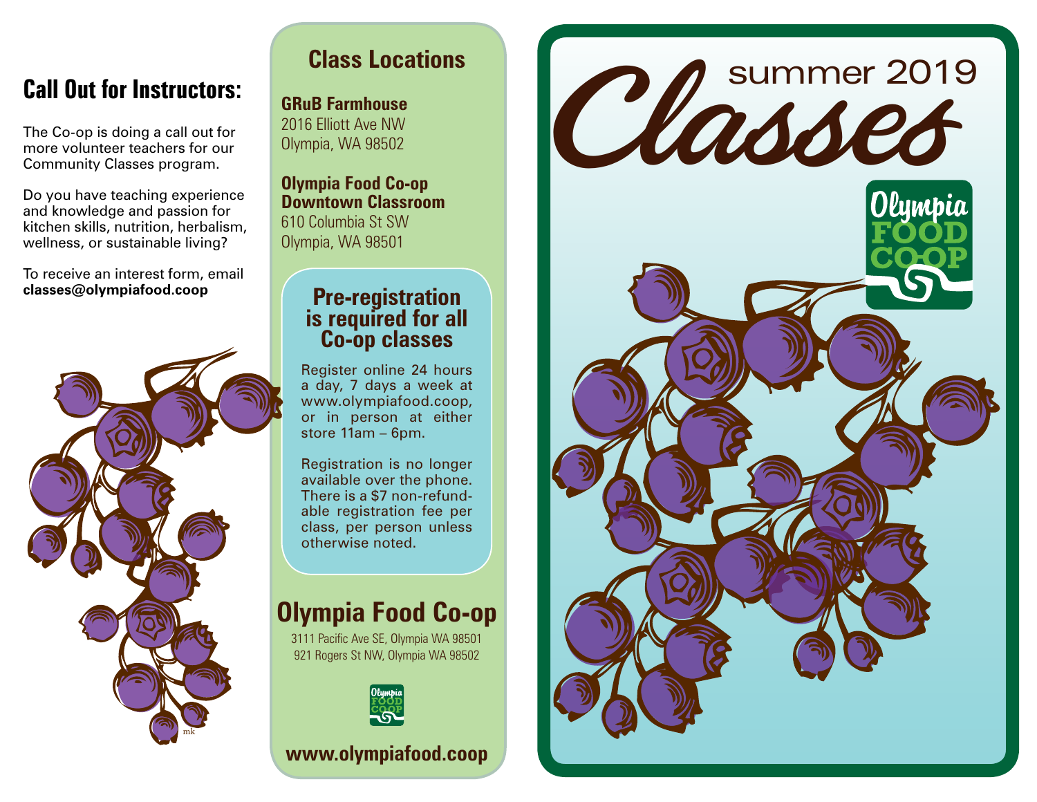## Call Out for Instructors:

The Co-op is doing a call out for more volunteer teachers for our Community Classes program.

Do you have teaching experience and knowledge and passion for kitchen skills, nutrition, herbalism, wellness, or sustainable living?

To receive an interest form, email **classes@olympiafood.coop**

mk

## Class Locations

**GRuB Farmhouse**
2016 Elliott Ave NW
Olympia, WA 98502

**Olympia Food Co-op Downtown Classroom**
610 Columbia St SW
Olympia, WA 98501

### Pre-registration is required for all Co-op classes

Register online 24 hours a day, 7 days a week at www.olympiafood.coop, or in person at either store 11am – 6pm.

Registration is no longer available over the phone. There is a $7 non-refundable registration fee per class, per person unless otherwise noted.

## Olympia Food Co-op

3111 Pacific Ave SE, Olympia WA 98501
921 Rogers St NW, Olympia WA 98502

Olympia FOOD COOP

**www.olympiafood.coop**

# Classes summer 2019

Olympia FOOD COOP